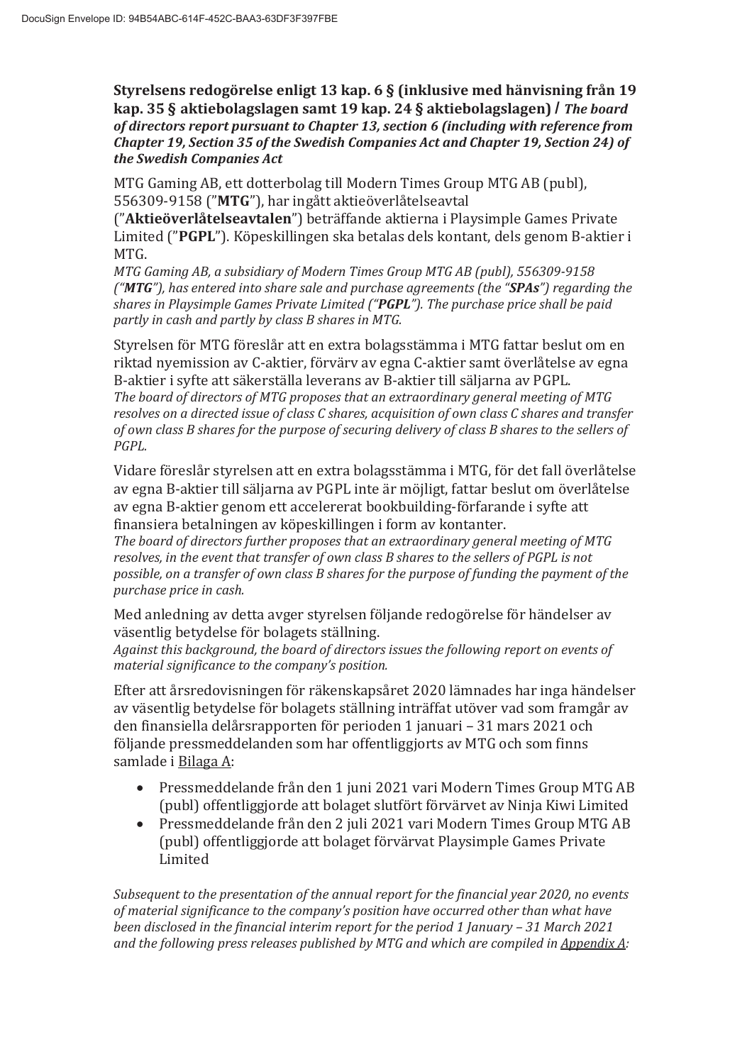**Styrelsens redogörelse enligt 13 kap. 6 § (inklusive med hänvisning från 19 kap. 35 § aktiebolagslagen samt 19 kap. 24 § aktiebolagslagen) /** ***The board of directors report pursuant to Chapter 13, section 6 (including with reference from Chapter 19, Section 35 of the Swedish Companies Act and Chapter 19, Section 24) of the Swedish Companies Act***

MTG Gaming AB, ett dotterbolag till Modern Times Group MTG AB (publ), 556309-9158 ("**MTG**"), har ingått aktieöverlåtelseavtal ("**Aktieöverlåtelseavtalen**") beträffande aktierna i Playsimple Games Private Limited ("**PGPL**"). Köpeskillingen ska betalas dels kontant, dels genom B-aktier i MTG.
*MTG Gaming AB, a subsidiary of Modern Times Group MTG AB (publ), 556309-9158 ("**MTG**"), has entered into share sale and purchase agreements (the "**SPAs**") regarding the shares in Playsimple Games Private Limited ("**PGPL**"). The purchase price shall be paid partly in cash and partly by class B shares in MTG.*

Styrelsen för MTG föreslår att en extra bolagsstämma i MTG fattar beslut om en riktad nyemission av C-aktier, förvärv av egna C-aktier samt överlåtelse av egna B-aktier i syfte att säkerställa leverans av B-aktier till säljarna av PGPL.
*The board of directors of MTG proposes that an extraordinary general meeting of MTG resolves on a directed issue of class C shares, acquisition of own class C shares and transfer of own class B shares for the purpose of securing delivery of class B shares to the sellers of PGPL.*

Vidare föreslår styrelsen att en extra bolagsstämma i MTG, för det fall överlåtelse av egna B-aktier till säljarna av PGPL inte är möjligt, fattar beslut om överlåtelse av egna B-aktier genom ett accelererat bookbuilding-förfarande i syfte att finansiera betalningen av köpeskillingen i form av kontanter.
*The board of directors further proposes that an extraordinary general meeting of MTG resolves, in the event that transfer of own class B shares to the sellers of PGPL is not possible, on a transfer of own class B shares for the purpose of funding the payment of the purchase price in cash.*

Med anledning av detta avger styrelsen följande redogörelse för händelser av väsentlig betydelse för bolagets ställning.
*Against this background, the board of directors issues the following report on events of material significance to the company's position.*

Efter att årsredovisningen för räkenskapsåret 2020 lämnades har inga händelser av väsentlig betydelse för bolagets ställning inträffat utöver vad som framgår av den finansiella delårsrapporten för perioden 1 januari – 31 mars 2021 och följande pressmeddelanden som har offentliggjorts av MTG och som finns samlade i Bilaga A:

- Pressmeddelande från den 1 juni 2021 vari Modern Times Group MTG AB (publ) offentliggjorde att bolaget slutfört förvärvet av Ninja Kiwi Limited
- Pressmeddelande från den 2 juli 2021 vari Modern Times Group MTG AB (publ) offentliggjorde att bolaget förvärvat Playsimple Games Private Limited

*Subsequent to the presentation of the annual report for the financial year 2020, no events of material significance to the company's position have occurred other than what have been disclosed in the financial interim report for the period 1 January – 31 March 2021 and the following press releases published by MTG and which are compiled in Appendix A:*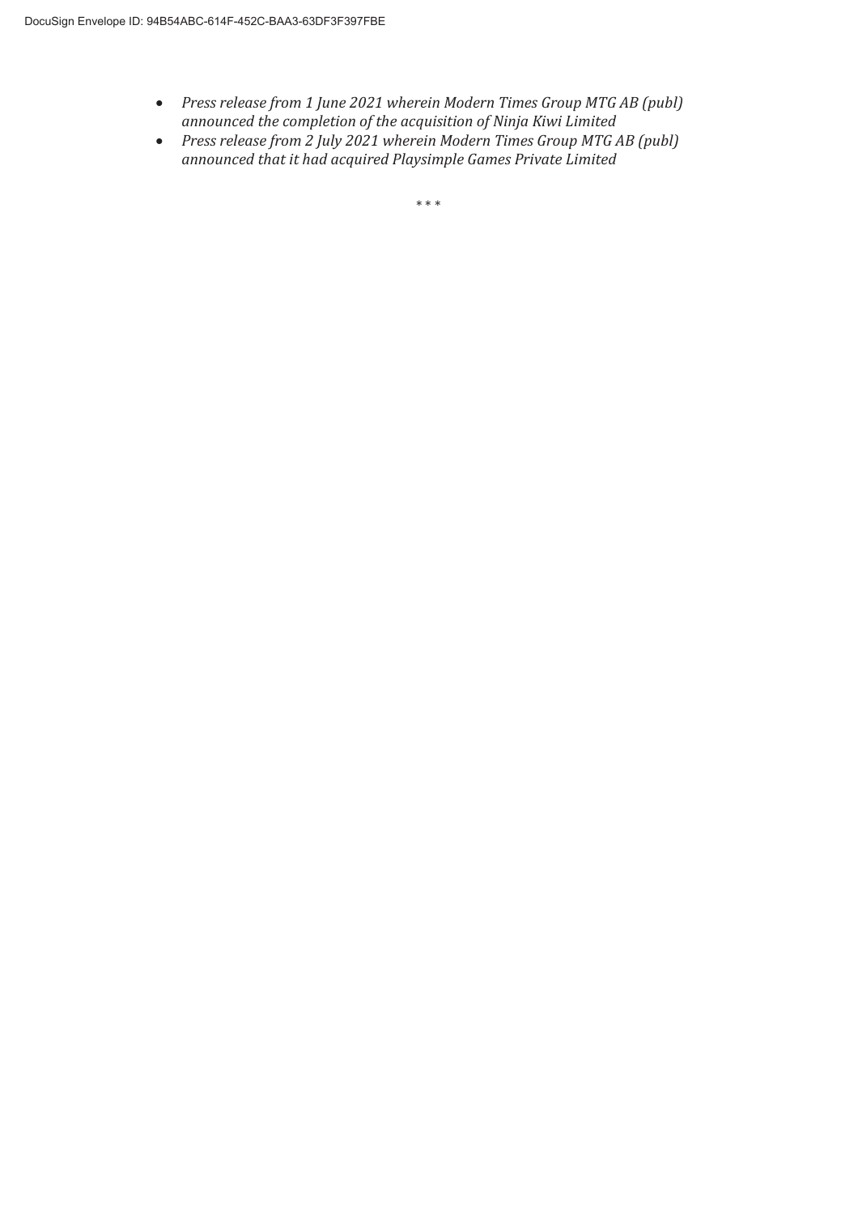- *Press release from 1 June 2021 wherein Modern Times Group MTG AB (publ) announced the completion of the acquisition of Ninja Kiwi Limited*
- *Press release from 2 July 2021 wherein Modern Times Group MTG AB (publ) announced that it had acquired Playsimple Games Private Limited*

\* \* \*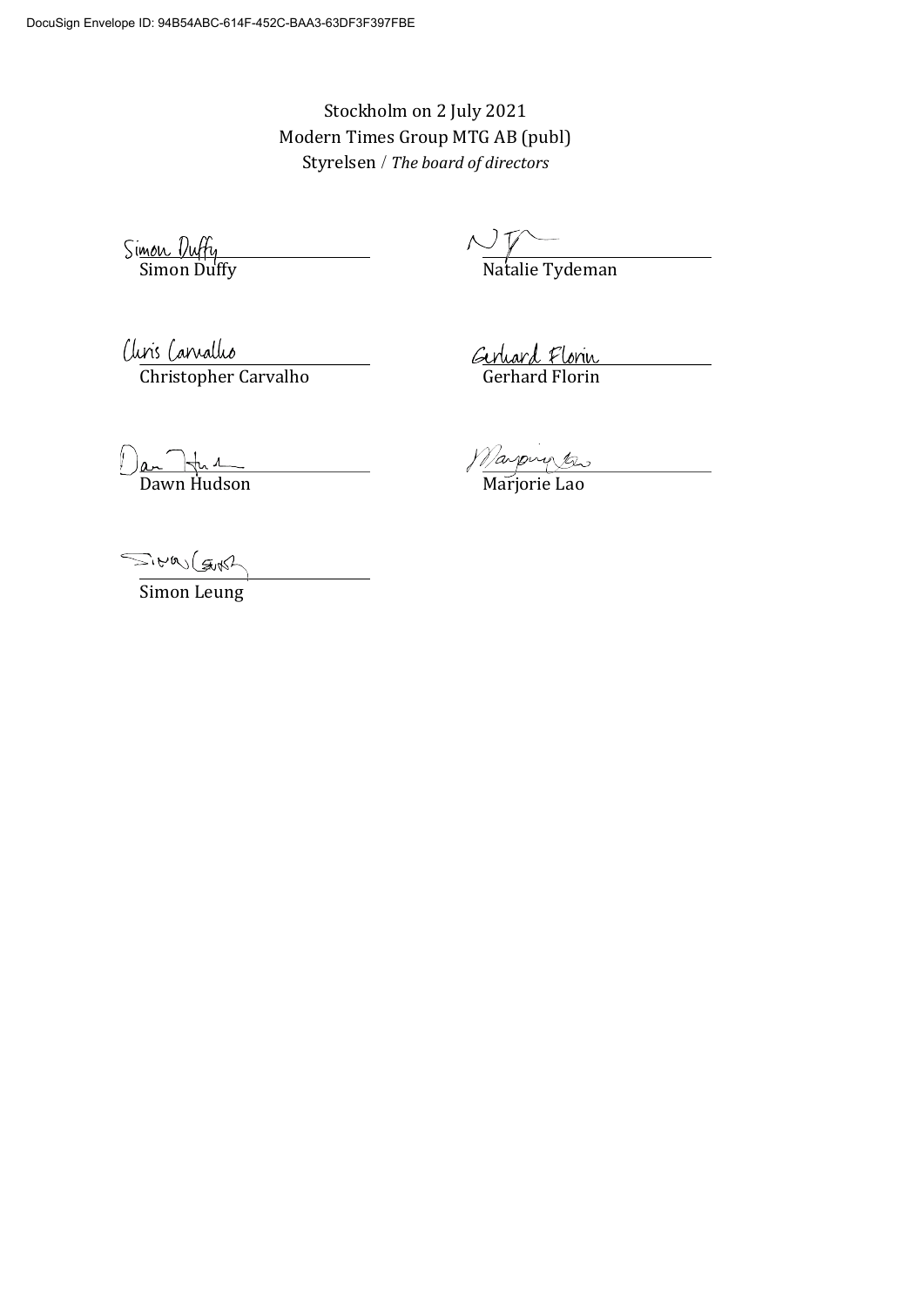DocuSign Envelope ID: 94B54ABC-614F-452C-BAA3-63DF3F397FBE

Stockholm on 2 July 2021
Modern Times Group MTG AB (publ)
Styrelsen / *The board of directors*

| | |
|---|---|
| Simon Duffy | Natalie Tydeman |
| Christopher Carvalho | Gerhard Florin |
| Dawn Hudson | Marjorie Lao |
| Simon Leung | |